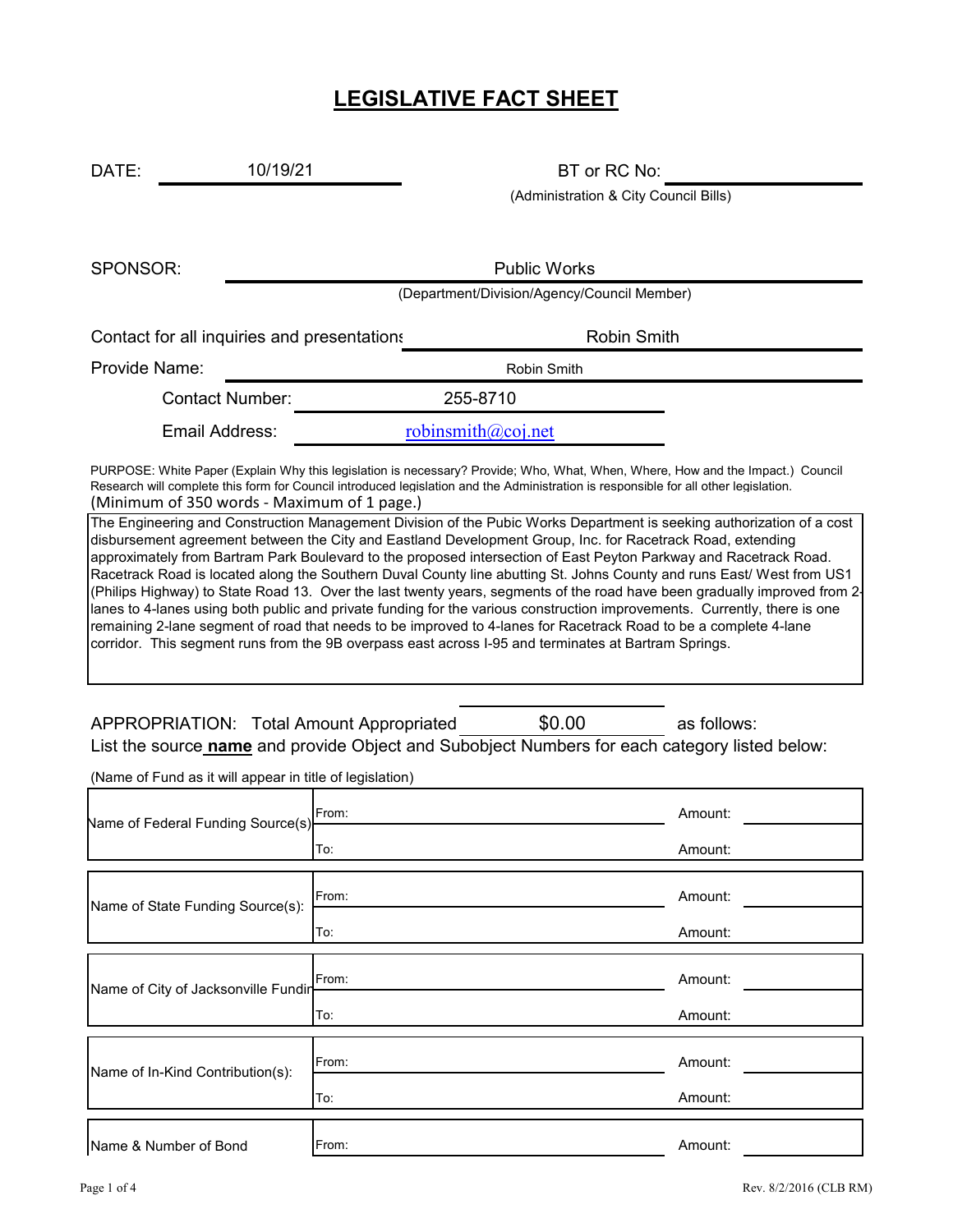# LEGISLATIVE FACT SHEET

DATE: 10/19/21

BT or RC No: ____________
(Administration & City Council Bills)

SPONSOR: Public Works
(Department/Division/Agency/Council Member)

Contact for all inquiries and presentations: Robin Smith

Provide Name: Robin Smith

Contact Number: 255-8710

Email Address: robinsmith@coj.net

PURPOSE: White Paper (Explain Why this legislation is necessary? Provide; Who, What, When, Where, How and the Impact.) Council Research will complete this form for Council introduced legislation and the Administration is responsible for all other legislation. (Minimum of 350 words - Maximum of 1 page.)

The Engineering and Construction Management Division of the Pubic Works Department is seeking authorization of a cost disbursement agreement between the City and Eastland Development Group, Inc. for Racetrack Road, extending approximately from Bartram Park Boulevard to the proposed intersection of East Peyton Parkway and Racetrack Road. Racetrack Road is located along the Southern Duval County line abutting St. Johns County and runs East/ West from US1 (Philips Highway) to State Road 13. Over the last twenty years, segments of the road have been gradually improved from 2-lanes to 4-lanes using both public and private funding for the various construction improvements. Currently, there is one remaining 2-lane segment of road that needs to be improved to 4-lanes for Racetrack Road to be a complete 4-lane corridor. This segment runs from the 9B overpass east across I-95 and terminates at Bartram Springs.

APPROPRIATION: Total Amount Appropriated $0.00 as follows:
List the source **name** and provide Object and Subobject Numbers for each category listed below:

(Name of Fund as it will appear in title of legislation)

| | | |
|---|---|---|
| Name of Federal Funding Source(s): | From: | Amount: |
| | To: | Amount: |
| Name of State Funding Source(s): | From: | Amount: |
| | To: | Amount: |
| Name of City of Jacksonville Funding | From: | Amount: |
| | To: | Amount: |
| Name of In-Kind Contribution(s): | From: | Amount: |
| | To: | Amount: |
| Name & Number of Bond | From: | Amount: |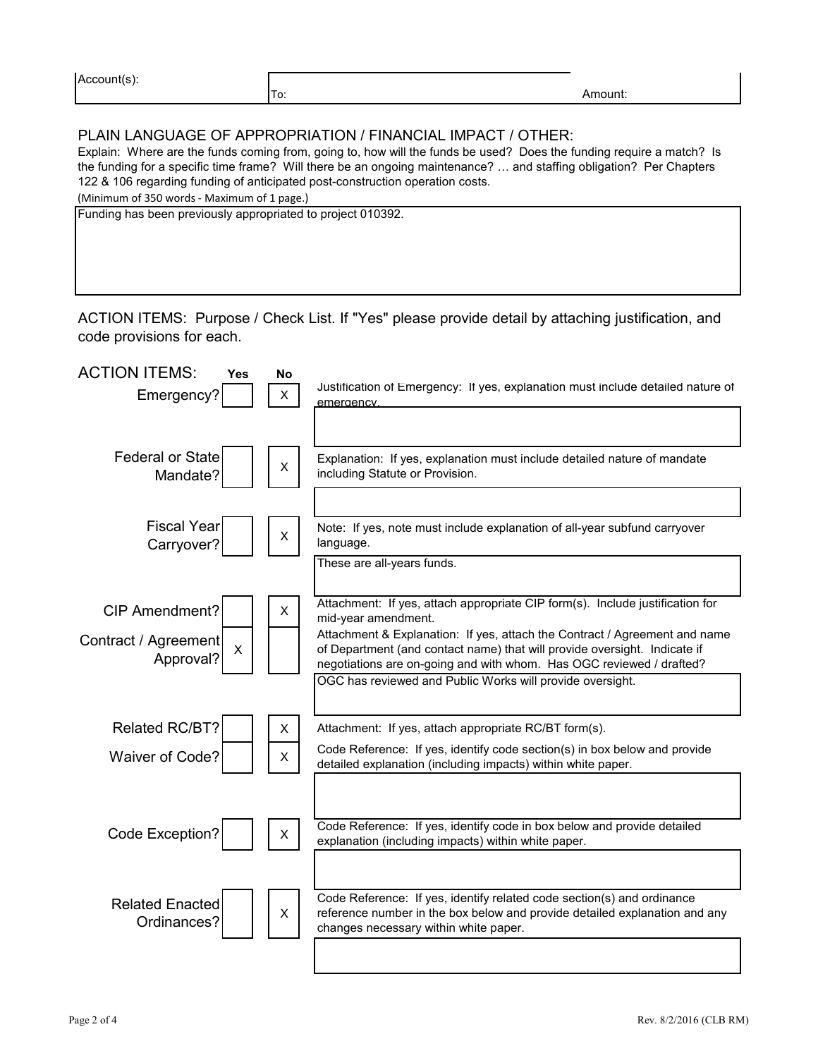| Account(s): | To: | Amount: |
|---|---|---|
| | | |

## PLAIN LANGUAGE OF APPROPRIATION / FINANCIAL IMPACT / OTHER:

Explain: Where are the funds coming from, going to, how will the funds be used? Does the funding require a match? Is the funding for a specific time frame? Will there be an ongoing maintenance? … and staffing obligation? Per Chapters 122 & 106 regarding funding of anticipated post-construction operation costs.

(Minimum of 350 words - Maximum of 1 page.)

Funding has been previously appropriated to project 010392.

## ACTION ITEMS: Purpose / Check List. If "Yes" please provide detail by attaching justification, and code provisions for each.

| ACTION ITEMS: | Yes | No | Explanation |
|---|---|---|---|
| Emergency? | | X | Justification of Emergency: If yes, explanation must include detailed nature of emergency. |
| | | | |
| Federal or State Mandate? | | X | Explanation: If yes, explanation must include detailed nature of mandate including Statute or Provision. |
| | | | |
| Fiscal Year Carryover? | | X | Note: If yes, note must include explanation of all-year subfund carryover language. |
| | | | These are all-years funds. |
| CIP Amendment? | | X | Attachment: If yes, attach appropriate CIP form(s). Include justification for mid-year amendment. |
| Contract / Agreement Approval? | X | | Attachment & Explanation: If yes, attach the Contract / Agreement and name of Department (and contact name) that will provide oversight. Indicate if negotiations are on-going and with whom. Has OGC reviewed / drafted? |
| | | | OGC has reviewed and Public Works will provide oversight. |
| Related RC/BT? | | X | Attachment: If yes, attach appropriate RC/BT form(s). |
| Waiver of Code? | | X | Code Reference: If yes, identify code section(s) in box below and provide detailed explanation (including impacts) within white paper. |
| | | | |
| Code Exception? | | X | Code Reference: If yes, identify code in box below and provide detailed explanation (including impacts) within white paper. |
| | | | |
| Related Enacted Ordinances? | | X | Code Reference: If yes, identify related code section(s) and ordinance reference number in the box below and provide detailed explanation and any changes necessary within white paper. |
| | | | |

Rev. 8/2/2016 (CLB RM)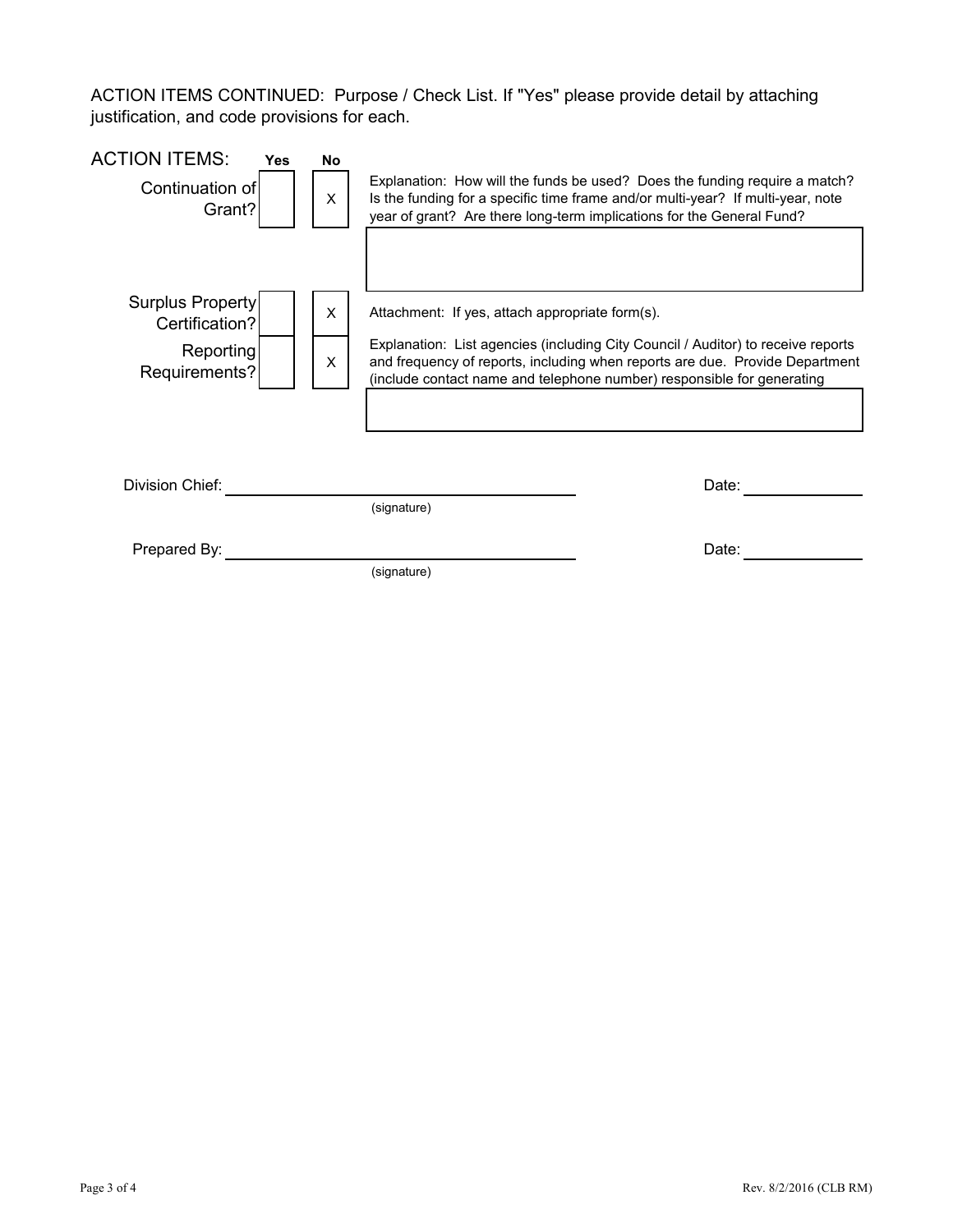ACTION ITEMS CONTINUED: Purpose / Check List. If "Yes" please provide detail by attaching justification, and code provisions for each.

| ACTION ITEMS: | Yes | No | |
|---|---|---|---|
| Continuation of Grant? | | X | Explanation: How will the funds be used? Does the funding require a match? Is the funding for a specific time frame and/or multi-year? If multi-year, note year of grant? Are there long-term implications for the General Fund? |
| Surplus Property Certification? | | X | Attachment: If yes, attach appropriate form(s). |
| Reporting Requirements? | | X | Explanation: List agencies (including City Council / Auditor) to receive reports and frequency of reports, including when reports are due. Provide Department (include contact name and telephone number) responsible for generating |

Division Chief: ______________________________ Date: ____________
(signature)

Prepared By: ______________________________ Date: ____________
(signature)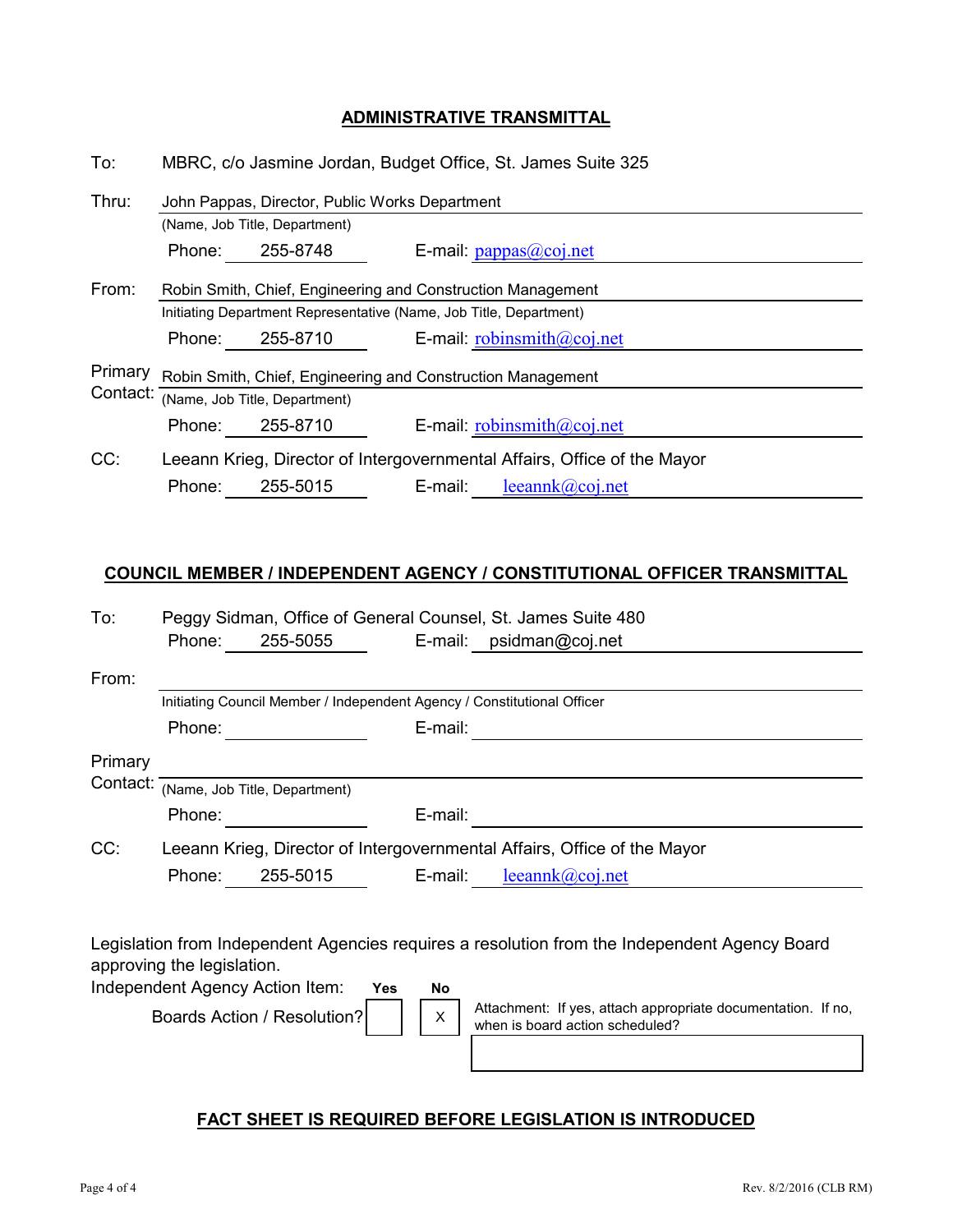## ADMINISTRATIVE TRANSMITTAL

To: MBRC, c/o Jasmine Jordan, Budget Office, St. James Suite 325

Thru: John Pappas, Director, Public Works Department
(Name, Job Title, Department)
Phone: 255-8748 E-mail: pappas@coj.net

From: Robin Smith, Chief, Engineering and Construction Management
Initiating Department Representative (Name, Job Title, Department)
Phone: 255-8710 E-mail: robinsmith@coj.net

Primary Contact: Robin Smith, Chief, Engineering and Construction Management
(Name, Job Title, Department)
Phone: 255-8710 E-mail: robinsmith@coj.net

CC: Leeann Krieg, Director of Intergovernmental Affairs, Office of the Mayor
Phone: 255-5015 E-mail: leeannk@coj.net

## COUNCIL MEMBER / INDEPENDENT AGENCY / CONSTITUTIONAL OFFICER TRANSMITTAL

To: Peggy Sidman, Office of General Counsel, St. James Suite 480
Phone: 255-5055 E-mail: psidman@coj.net

From:
Initiating Council Member / Independent Agency / Constitutional Officer
Phone: E-mail:

Primary Contact:
(Name, Job Title, Department)
Phone: E-mail:

CC: Leeann Krieg, Director of Intergovernmental Affairs, Office of the Mayor
Phone: 255-5015 E-mail: leeannk@coj.net

Legislation from Independent Agencies requires a resolution from the Independent Agency Board approving the legislation.

Independent Agency Action Item:

| | Yes | No | Attachment: If yes, attach appropriate documentation. If no, when is board action scheduled? |
|---|---|---|---|
| Boards Action / Resolution? | | X | |

**FACT SHEET IS REQUIRED BEFORE LEGISLATION IS INTRODUCED**